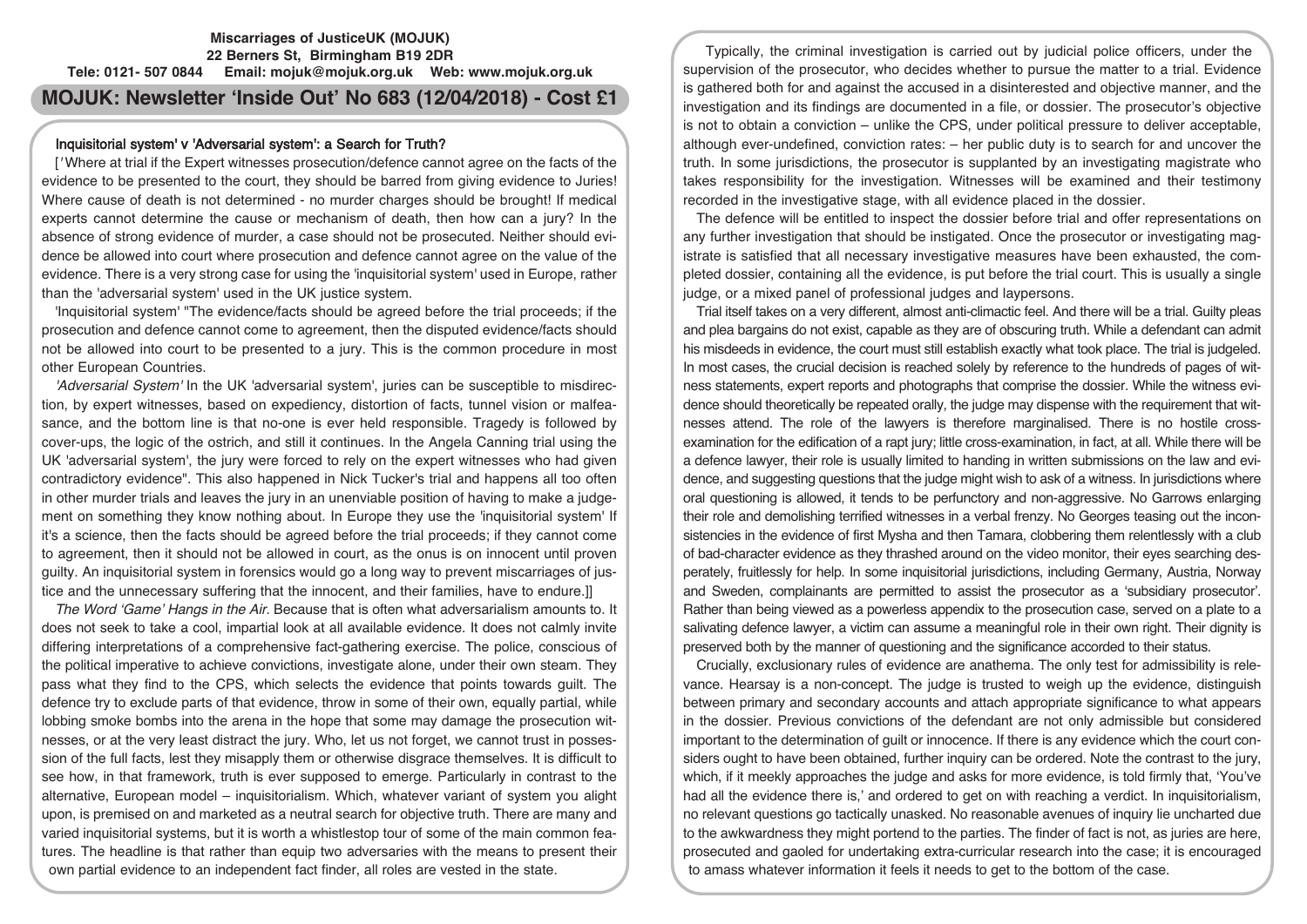**Miscarriages of JusticeUK (MOJUK)**
**22 Berners St, Birmingham B19 2DR**
**Tele: 0121- 507 0844 Email: mojuk@mojuk.org.uk Web: www.mojuk.org.uk**

# MOJUK: Newsletter 'Inside Out' No 683 (12/04/2018) - Cost £1

## Inquisitorial system' v 'Adversarial system': a Search for Truth?

[*'Where at trial if the Expert witnesses prosecution/defence cannot agree on the facts of the evidence to be presented to the court, they should be barred from giving evidence to Juries! Where cause of death is not determined - no murder charges should be brought! If medical experts cannot determine the cause or mechanism of death, then how can a jury? In the absence of strong evidence of murder, a case should not be prosecuted. Neither should evidence be allowed into court where prosecution and defence cannot agree on the value of the evidence. There is a very strong case for using the 'inquisitorial system' used in Europe, rather than the 'adversarial system' used in the UK justice system.*

'Inquisitorial system' "The evidence/facts should be agreed before the trial proceeds; if the prosecution and defence cannot come to agreement, then the disputed evidence/facts should not be allowed into court to be presented to a jury. This is the common procedure in most other European Countries.

*'Adversarial System'* In the UK 'adversarial system', juries can be susceptible to misdirection, by expert witnesses, based on expediency, distortion of facts, tunnel vision or malfeasance, and the bottom line is that no-one is ever held responsible. Tragedy is followed by cover-ups, the logic of the ostrich, and still it continues. In the Angela Canning trial using the UK 'adversarial system', the jury were forced to rely on the expert witnesses who had given contradictory evidence". This also happened in Nick Tucker's trial and happens all too often in other murder trials and leaves the jury in an unenviable position of having to make a judgement on something they know nothing about. In Europe they use the 'inquisitorial system' If it's a science, then the facts should be agreed before the trial proceeds; if they cannot come to agreement, then it should not be allowed in court, as the onus is on innocent until proven guilty. An inquisitorial system in forensics would go a long way to prevent miscarriages of justice and the unnecessary suffering that the innocent, and their families, have to endure.]]

*The Word 'Game' Hangs in the Air.* Because that is often what adversarialism amounts to. It does not seek to take a cool, impartial look at all available evidence. It does not calmly invite differing interpretations of a comprehensive fact-gathering exercise. The police, conscious of the political imperative to achieve convictions, investigate alone, under their own steam. They pass what they find to the CPS, which selects the evidence that points towards guilt. The defence try to exclude parts of that evidence, throw in some of their own, equally partial, while lobbing smoke bombs into the arena in the hope that some may damage the prosecution witnesses, or at the very least distract the jury. Who, let us not forget, we cannot trust in possession of the full facts, lest they misapply them or otherwise disgrace themselves. It is difficult to see how, in that framework, truth is ever supposed to emerge. Particularly in contrast to the alternative, European model – inquisitorialism. Which, whatever variant of system you alight upon, is premised on and marketed as a neutral search for objective truth. There are many and varied inquisitorial systems, but it is worth a whistlestop tour of some of the main common features. The headline is that rather than equip two adversaries with the means to present their own partial evidence to an independent fact finder, all roles are vested in the state.

Typically, the criminal investigation is carried out by judicial police officers, under the supervision of the prosecutor, who decides whether to pursue the matter to a trial. Evidence is gathered both for and against the accused in a disinterested and objective manner, and the investigation and its findings are documented in a file, or dossier. The prosecutor's objective is not to obtain a conviction – unlike the CPS, under political pressure to deliver acceptable, although ever-undefined, conviction rates: – her public duty is to search for and uncover the truth. In some jurisdictions, the prosecutor is supplanted by an investigating magistrate who takes responsibility for the investigation. Witnesses will be examined and their testimony recorded in the investigative stage, with all evidence placed in the dossier.

The defence will be entitled to inspect the dossier before trial and offer representations on any further investigation that should be instigated. Once the prosecutor or investigating magistrate is satisfied that all necessary investigative measures have been exhausted, the completed dossier, containing all the evidence, is put before the trial court. This is usually a single judge, or a mixed panel of professional judges and laypersons.

Trial itself takes on a very different, almost anti-climactic feel. And there will be a trial. Guilty pleas and plea bargains do not exist, capable as they are of obscuring truth. While a defendant can admit his misdeeds in evidence, the court must still establish exactly what took place. The trial is judgeled. In most cases, the crucial decision is reached solely by reference to the hundreds of pages of witness statements, expert reports and photographs that comprise the dossier. While the witness evidence should theoretically be repeated orally, the judge may dispense with the requirement that witnesses attend. The role of the lawyers is therefore marginalised. There is no hostile cross-examination for the edification of a rapt jury; little cross-examination, in fact, at all. While there will be a defence lawyer, their role is usually limited to handing in written submissions on the law and evidence, and suggesting questions that the judge might wish to ask of a witness. In jurisdictions where oral questioning is allowed, it tends to be perfunctory and non-aggressive. No Garrows enlarging their role and demolishing terrified witnesses in a verbal frenzy. No Georges teasing out the inconsistencies in the evidence of first Mysha and then Tamara, clobbering them relentlessly with a club of bad-character evidence as they thrashed around on the video monitor, their eyes searching desperately, fruitlessly for help. In some inquisitorial jurisdictions, including Germany, Austria, Norway and Sweden, complainants are permitted to assist the prosecutor as a 'subsidiary prosecutor'. Rather than being viewed as a powerless appendix to the prosecution case, served on a plate to a salivating defence lawyer, a victim can assume a meaningful role in their own right. Their dignity is preserved both by the manner of questioning and the significance accorded to their status.

Crucially, exclusionary rules of evidence are anathema. The only test for admissibility is relevance. Hearsay is a non-concept. The judge is trusted to weigh up the evidence, distinguish between primary and secondary accounts and attach appropriate significance to what appears in the dossier. Previous convictions of the defendant are not only admissible but considered important to the determination of guilt or innocence. If there is any evidence which the court considers ought to have been obtained, further inquiry can be ordered. Note the contrast to the jury, which, if it meekly approaches the judge and asks for more evidence, is told firmly that, 'You've had all the evidence there is,' and ordered to get on with reaching a verdict. In inquisitorialism, no relevant questions go tactically unasked. No reasonable avenues of inquiry lie uncharted due to the awkwardness they might portend to the parties. The finder of fact is not, as juries are here, prosecuted and gaoled for undertaking extra-curricular research into the case; it is encouraged to amass whatever information it feels it needs to get to the bottom of the case.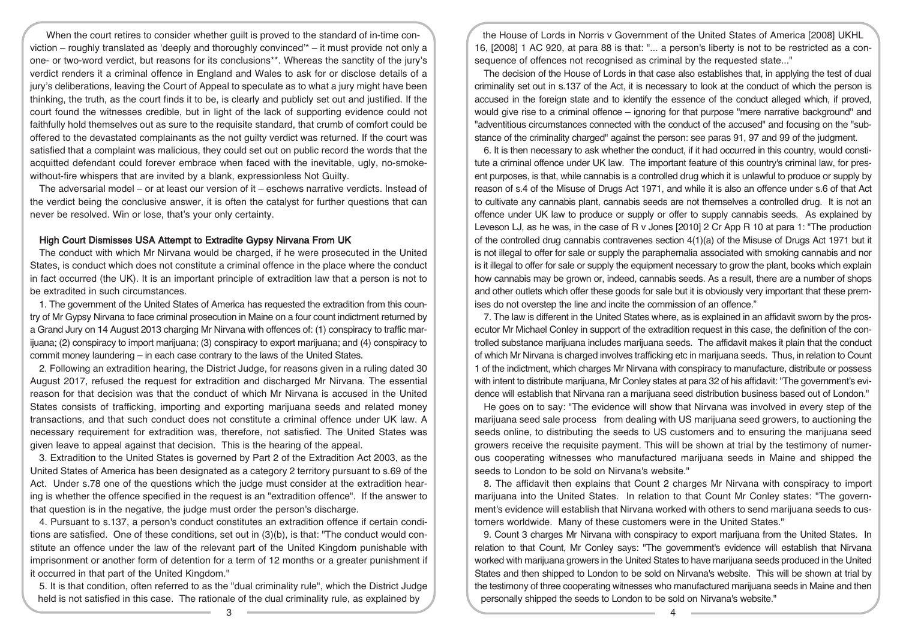When the court retires to consider whether guilt is proved to the standard of in-time conviction – roughly translated as 'deeply and thoroughly convinced'* – it must provide not only a one- or two-word verdict, but reasons for its conclusions**. Whereas the sanctity of the jury's verdict renders it a criminal offence in England and Wales to ask for or disclose details of a jury's deliberations, leaving the Court of Appeal to speculate as to what a jury might have been thinking, the truth, as the court finds it to be, is clearly and publicly set out and justified. If the court found the witnesses credible, but in light of the lack of supporting evidence could not faithfully hold themselves out as sure to the requisite standard, that crumb of comfort could be offered to the devastated complainants as the not guilty verdict was returned. If the court was satisfied that a complaint was malicious, they could set out on public record the words that the acquitted defendant could forever embrace when faced with the inevitable, ugly, no-smoke-without-fire whispers that are invited by a blank, expressionless Not Guilty.

The adversarial model – or at least our version of it – eschews narrative verdicts. Instead of the verdict being the conclusive answer, it is often the catalyst for further questions that can never be resolved. Win or lose, that's your only certainty.

## High Court Dismisses USA Attempt to Extradite Gypsy Nirvana From UK

The conduct with which Mr Nirvana would be charged, if he were prosecuted in the United States, is conduct which does not constitute a criminal offence in the place where the conduct in fact occurred (the UK). It is an important principle of extradition law that a person is not to be extradited in such circumstances.

1. The government of the United States of America has requested the extradition from this country of Mr Gypsy Nirvana to face criminal prosecution in Maine on a four count indictment returned by a Grand Jury on 14 August 2013 charging Mr Nirvana with offences of: (1) conspiracy to traffic marijuana; (2) conspiracy to import marijuana; (3) conspiracy to export marijuana; and (4) conspiracy to commit money laundering – in each case contrary to the laws of the United States.

2. Following an extradition hearing, the District Judge, for reasons given in a ruling dated 30 August 2017, refused the request for extradition and discharged Mr Nirvana. The essential reason for that decision was that the conduct of which Mr Nirvana is accused in the United States consists of trafficking, importing and exporting marijuana seeds and related money transactions, and that such conduct does not constitute a criminal offence under UK law. A necessary requirement for extradition was, therefore, not satisfied. The United States was given leave to appeal against that decision. This is the hearing of the appeal.

3. Extradition to the United States is governed by Part 2 of the Extradition Act 2003, as the United States of America has been designated as a category 2 territory pursuant to s.69 of the Act. Under s.78 one of the questions which the judge must consider at the extradition hearing is whether the offence specified in the request is an "extradition offence". If the answer to that question is in the negative, the judge must order the person's discharge.

4. Pursuant to s.137, a person's conduct constitutes an extradition offence if certain conditions are satisfied. One of these conditions, set out in (3)(b), is that: "The conduct would constitute an offence under the law of the relevant part of the United Kingdom punishable with imprisonment or another form of detention for a term of 12 months or a greater punishment if it occurred in that part of the United Kingdom."

5. It is that condition, often referred to as the "dual criminality rule", which the District Judge held is not satisfied in this case. The rationale of the dual criminality rule, as explained by the House of Lords in Norris v Government of the United States of America [2008] UKHL 16, [2008] 1 AC 920, at para 88 is that: "... a person's liberty is not to be restricted as a consequence of offences not recognised as criminal by the requested state..."

The decision of the House of Lords in that case also establishes that, in applying the test of dual criminality set out in s.137 of the Act, it is necessary to look at the conduct of which the person is accused in the foreign state and to identify the essence of the conduct alleged which, if proved, would give rise to a criminal offence – ignoring for that purpose "mere narrative background" and "adventitious circumstances connected with the conduct of the accused" and focusing on the "substance of the criminality charged" against the person: see paras 91, 97 and 99 of the judgment.

6. It is then necessary to ask whether the conduct, if it had occurred in this country, would constitute a criminal offence under UK law. The important feature of this country's criminal law, for present purposes, is that, while cannabis is a controlled drug which it is unlawful to produce or supply by reason of s.4 of the Misuse of Drugs Act 1971, and while it is also an offence under s.6 of that Act to cultivate any cannabis plant, cannabis seeds are not themselves a controlled drug. It is not an offence under UK law to produce or supply or offer to supply cannabis seeds. As explained by Leveson LJ, as he was, in the case of R v Jones [2010] 2 Cr App R 10 at para 1: "The production of the controlled drug cannabis contravenes section 4(1)(a) of the Misuse of Drugs Act 1971 but it is not illegal to offer for sale or supply the paraphernalia associated with smoking cannabis and nor is it illegal to offer for sale or supply the equipment necessary to grow the plant, books which explain how cannabis may be grown or, indeed, cannabis seeds. As a result, there are a number of shops and other outlets which offer these goods for sale but it is obviously very important that these premises do not overstep the line and incite the commission of an offence."

7. The law is different in the United States where, as is explained in an affidavit sworn by the prosecutor Mr Michael Conley in support of the extradition request in this case, the definition of the controlled substance marijuana includes marijuana seeds. The affidavit makes it plain that the conduct of which Mr Nirvana is charged involves trafficking etc in marijuana seeds. Thus, in relation to Count 1 of the indictment, which charges Mr Nirvana with conspiracy to manufacture, distribute or possess with intent to distribute marijuana, Mr Conley states at para 32 of his affidavit: "The government's evidence will establish that Nirvana ran a marijuana seed distribution business based out of London."

He goes on to say: "The evidence will show that Nirvana was involved in every step of the marijuana seed sale process from dealing with US marijuana seed growers, to auctioning the seeds online, to distributing the seeds to US customers and to ensuring the marijuana seed growers receive the requisite payment. This will be shown at trial by the testimony of numerous cooperating witnesses who manufactured marijuana seeds in Maine and shipped the seeds to London to be sold on Nirvana's website."

8. The affidavit then explains that Count 2 charges Mr Nirvana with conspiracy to import marijuana into the United States. In relation to that Count Mr Conley states: "The government's evidence will establish that Nirvana worked with others to send marijuana seeds to customers worldwide. Many of these customers were in the United States."

9. Count 3 charges Mr Nirvana with conspiracy to export marijuana from the United States. In relation to that Count, Mr Conley says: "The government's evidence will establish that Nirvana worked with marijuana growers in the United States to have marijuana seeds produced in the United States and then shipped to London to be sold on Nirvana's website. This will be shown at trial by the testimony of three cooperating witnesses who manufactured marijuana seeds in Maine and then personally shipped the seeds to London to be sold on Nirvana's website."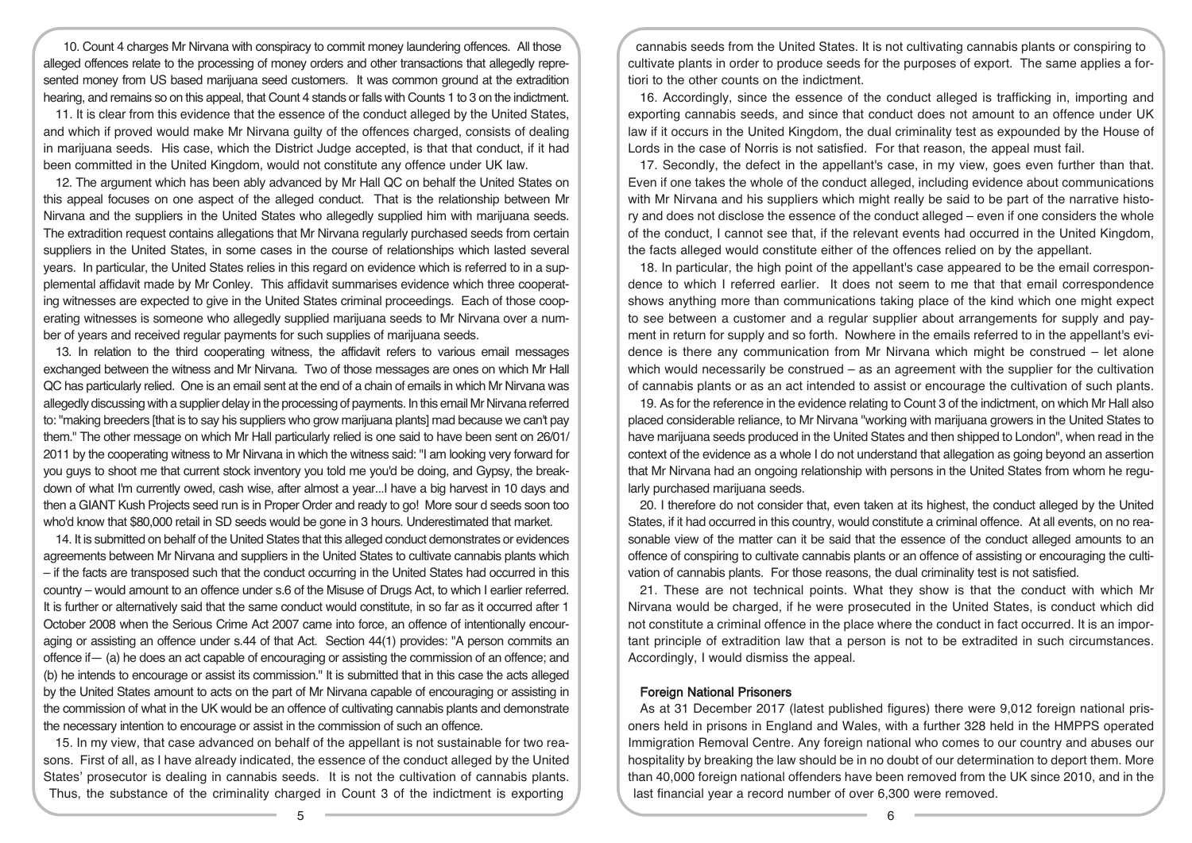10. Count 4 charges Mr Nirvana with conspiracy to commit money laundering offences. All those alleged offences relate to the processing of money orders and other transactions that allegedly represented money from US based marijuana seed customers. It was common ground at the extradition hearing, and remains so on this appeal, that Count 4 stands or falls with Counts 1 to 3 on the indictment.

11. It is clear from this evidence that the essence of the conduct alleged by the United States, and which if proved would make Mr Nirvana guilty of the offences charged, consists of dealing in marijuana seeds. His case, which the District Judge accepted, is that that conduct, if it had been committed in the United Kingdom, would not constitute any offence under UK law.

12. The argument which has been ably advanced by Mr Hall QC on behalf the United States on this appeal focuses on one aspect of the alleged conduct. That is the relationship between Mr Nirvana and the suppliers in the United States who allegedly supplied him with marijuana seeds. The extradition request contains allegations that Mr Nirvana regularly purchased seeds from certain suppliers in the United States, in some cases in the course of relationships which lasted several years. In particular, the United States relies in this regard on evidence which is referred to in a supplemental affidavit made by Mr Conley. This affidavit summarises evidence which three cooperating witnesses are expected to give in the United States criminal proceedings. Each of those cooperating witnesses is someone who allegedly supplied marijuana seeds to Mr Nirvana over a number of years and received regular payments for such supplies of marijuana seeds.

13. In relation to the third cooperating witness, the affidavit refers to various email messages exchanged between the witness and Mr Nirvana. Two of those messages are ones on which Mr Hall QC has particularly relied. One is an email sent at the end of a chain of emails in which Mr Nirvana was allegedly discussing with a supplier delay in the processing of payments. In this email Mr Nirvana referred to: "making breeders [that is to say his suppliers who grow marijuana plants] mad because we can't pay them." The other message on which Mr Hall particularly relied is one said to have been sent on 26/01/2011 by the cooperating witness to Mr Nirvana in which the witness said: "I am looking very forward for you guys to shoot me that current stock inventory you told me you'd be doing, and Gypsy, the breakdown of what I'm currently owed, cash wise, after almost a year...I have a big harvest in 10 days and then a GIANT Kush Projects seed run is in Proper Order and ready to go! More sour d seeds soon too who'd know that $80,000 retail in SD seeds would be gone in 3 hours. Underestimated that market.

14. It is submitted on behalf of the United States that this alleged conduct demonstrates or evidences agreements between Mr Nirvana and suppliers in the United States to cultivate cannabis plants which – if the facts are transposed such that the conduct occurring in the United States had occurred in this country – would amount to an offence under s.6 of the Misuse of Drugs Act, to which I earlier referred. It is further or alternatively said that the same conduct would constitute, in so far as it occurred after 1 October 2008 when the Serious Crime Act 2007 came into force, an offence of intentionally encouraging or assisting an offence under s.44 of that Act. Section 44(1) provides: "A person commits an offence if— (a) he does an act capable of encouraging or assisting the commission of an offence; and (b) he intends to encourage or assist its commission." It is submitted that in this case the acts alleged by the United States amount to acts on the part of Mr Nirvana capable of encouraging or assisting in the commission of what in the UK would be an offence of cultivating cannabis plants and demonstrate the necessary intention to encourage or assist in the commission of such an offence.

15. In my view, that case advanced on behalf of the appellant is not sustainable for two reasons. First of all, as I have already indicated, the essence of the conduct alleged by the United States' prosecutor is dealing in cannabis seeds. It is not the cultivation of cannabis plants. Thus, the substance of the criminality charged in Count 3 of the indictment is exporting cannabis seeds from the United States. It is not cultivating cannabis plants or conspiring to cultivate plants in order to produce seeds for the purposes of export. The same applies a fortiori to the other counts on the indictment.

16. Accordingly, since the essence of the conduct alleged is trafficking in, importing and exporting cannabis seeds, and since that conduct does not amount to an offence under UK law if it occurs in the United Kingdom, the dual criminality test as expounded by the House of Lords in the case of Norris is not satisfied. For that reason, the appeal must fail.

17. Secondly, the defect in the appellant's case, in my view, goes even further than that. Even if one takes the whole of the conduct alleged, including evidence about communications with Mr Nirvana and his suppliers which might really be said to be part of the narrative history and does not disclose the essence of the conduct alleged – even if one considers the whole of the conduct, I cannot see that, if the relevant events had occurred in the United Kingdom, the facts alleged would constitute either of the offences relied on by the appellant.

18. In particular, the high point of the appellant's case appeared to be the email correspondence to which I referred earlier. It does not seem to me that that email correspondence shows anything more than communications taking place of the kind which one might expect to see between a customer and a regular supplier about arrangements for supply and payment in return for supply and so forth. Nowhere in the emails referred to in the appellant's evidence is there any communication from Mr Nirvana which might be construed – let alone which would necessarily be construed – as an agreement with the supplier for the cultivation of cannabis plants or as an act intended to assist or encourage the cultivation of such plants.

19. As for the reference in the evidence relating to Count 3 of the indictment, on which Mr Hall also placed considerable reliance, to Mr Nirvana "working with marijuana growers in the United States to have marijuana seeds produced in the United States and then shipped to London", when read in the context of the evidence as a whole I do not understand that allegation as going beyond an assertion that Mr Nirvana had an ongoing relationship with persons in the United States from whom he regularly purchased marijuana seeds.

20. I therefore do not consider that, even taken at its highest, the conduct alleged by the United States, if it had occurred in this country, would constitute a criminal offence. At all events, on no reasonable view of the matter can it be said that the essence of the conduct alleged amounts to an offence of conspiring to cultivate cannabis plants or an offence of assisting or encouraging the cultivation of cannabis plants. For those reasons, the dual criminality test is not satisfied.

21. These are not technical points. What they show is that the conduct with which Mr Nirvana would be charged, if he were prosecuted in the United States, is conduct which did not constitute a criminal offence in the place where the conduct in fact occurred. It is an important principle of extradition law that a person is not to be extradited in such circumstances. Accordingly, I would dismiss the appeal.

## Foreign National Prisoners

As at 31 December 2017 (latest published figures) there were 9,012 foreign national prisoners held in prisons in England and Wales, with a further 328 held in the HMPPS operated Immigration Removal Centre. Any foreign national who comes to our country and abuses our hospitality by breaking the law should be in no doubt of our determination to deport them. More than 40,000 foreign national offenders have been removed from the UK since 2010, and in the last financial year a record number of over 6,300 were removed.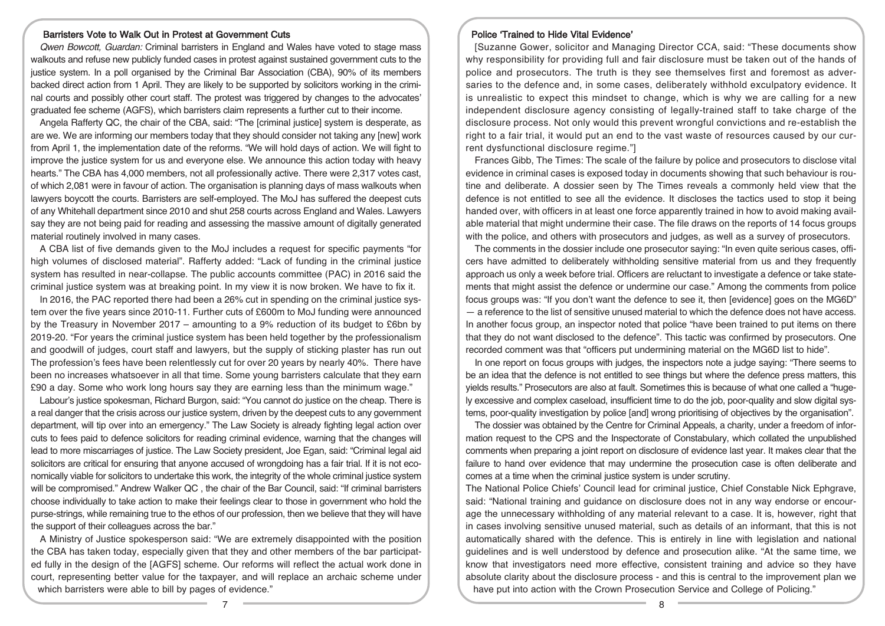## Barristers Vote to Walk Out in Protest at Government Cuts

*Qwen Bowcott, Guardian:* Criminal barristers in England and Wales have voted to stage mass walkouts and refuse new publicly funded cases in protest against sustained government cuts to the justice system. In a poll organised by the Criminal Bar Association (CBA), 90% of its members backed direct action from 1 April. They are likely to be supported by solicitors working in the criminal courts and possibly other court staff. The protest was triggered by changes to the advocates' graduated fee scheme (AGFS), which barristers claim represents a further cut to their income.

Angela Rafferty QC, the chair of the CBA, said: "The [criminal justice] system is desperate, as are we. We are informing our members today that they should consider not taking any [new] work from April 1, the implementation date of the reforms. "We will hold days of action. We will fight to improve the justice system for us and everyone else. We announce this action today with heavy hearts." The CBA has 4,000 members, not all professionally active. There were 2,317 votes cast, of which 2,081 were in favour of action. The organisation is planning days of mass walkouts when lawyers boycott the courts. Barristers are self-employed. The MoJ has suffered the deepest cuts of any Whitehall department since 2010 and shut 258 courts across England and Wales. Lawyers say they are not being paid for reading and assessing the massive amount of digitally generated material routinely involved in many cases.

A CBA list of five demands given to the MoJ includes a request for specific payments "for high volumes of disclosed material". Rafferty added: "Lack of funding in the criminal justice system has resulted in near-collapse. The public accounts committee (PAC) in 2016 said the criminal justice system was at breaking point. In my view it is now broken. We have to fix it.

In 2016, the PAC reported there had been a 26% cut in spending on the criminal justice system over the five years since 2010-11. Further cuts of £600m to MoJ funding were announced by the Treasury in November 2017 – amounting to a 9% reduction of its budget to £6bn by 2019-20. "For years the criminal justice system has been held together by the professionalism and goodwill of judges, court staff and lawyers, but the supply of sticking plaster has run out The profession's fees have been relentlessly cut for over 20 years by nearly 40%. There have been no increases whatsoever in all that time. Some young barristers calculate that they earn £90 a day. Some who work long hours say they are earning less than the minimum wage."

Labour's justice spokesman, Richard Burgon, said: "You cannot do justice on the cheap. There is a real danger that the crisis across our justice system, driven by the deepest cuts to any government department, will tip over into an emergency." The Law Society is already fighting legal action over cuts to fees paid to defence solicitors for reading criminal evidence, warning that the changes will lead to more miscarriages of justice. The Law Society president, Joe Egan, said: "Criminal legal aid solicitors are critical for ensuring that anyone accused of wrongdoing has a fair trial. If it is not economically viable for solicitors to undertake this work, the integrity of the whole criminal justice system will be compromised." Andrew Walker QC , the chair of the Bar Council, said: "If criminal barristers choose individually to take action to make their feelings clear to those in government who hold the purse-strings, while remaining true to the ethos of our profession, then we believe that they will have the support of their colleagues across the bar."

A Ministry of Justice spokesperson said: "We are extremely disappointed with the position the CBA has taken today, especially given that they and other members of the bar participated fully in the design of the [AGFS] scheme. Our reforms will reflect the actual work done in court, representing better value for the taxpayer, and will replace an archaic scheme under which barristers were able to bill by pages of evidence."

## Police 'Trained to Hide Vital Evidence'

[Suzanne Gower, solicitor and Managing Director CCA, said: "These documents show why responsibility for providing full and fair disclosure must be taken out of the hands of police and prosecutors. The truth is they see themselves first and foremost as adversaries to the defence and, in some cases, deliberately withhold exculpatory evidence. It is unrealistic to expect this mindset to change, which is why we are calling for a new independent disclosure agency consisting of legally-trained staff to take charge of the disclosure process. Not only would this prevent wrongful convictions and re-establish the right to a fair trial, it would put an end to the vast waste of resources caused by our current dysfunctional disclosure regime."]

Frances Gibb, The Times: The scale of the failure by police and prosecutors to disclose vital evidence in criminal cases is exposed today in documents showing that such behaviour is routine and deliberate. A dossier seen by The Times reveals a commonly held view that the defence is not entitled to see all the evidence. It discloses the tactics used to stop it being handed over, with officers in at least one force apparently trained in how to avoid making available material that might undermine their case. The file draws on the reports of 14 focus groups with the police, and others with prosecutors and judges, as well as a survey of prosecutors.

The comments in the dossier include one prosecutor saying: "In even quite serious cases, officers have admitted to deliberately withholding sensitive material from us and they frequently approach us only a week before trial. Officers are reluctant to investigate a defence or take statements that might assist the defence or undermine our case." Among the comments from police focus groups was: "If you don't want the defence to see it, then [evidence] goes on the MG6D" — a reference to the list of sensitive unused material to which the defence does not have access. In another focus group, an inspector noted that police "have been trained to put items on there that they do not want disclosed to the defence". This tactic was confirmed by prosecutors. One recorded comment was that "officers put undermining material on the MG6D list to hide".

In one report on focus groups with judges, the inspectors note a judge saying: "There seems to be an idea that the defence is not entitled to see things but where the defence press matters, this yields results." Prosecutors are also at fault. Sometimes this is because of what one called a "hugely excessive and complex caseload, insufficient time to do the job, poor-quality and slow digital systems, poor-quality investigation by police [and] wrong prioritising of objectives by the organisation".

The dossier was obtained by the Centre for Criminal Appeals, a charity, under a freedom of information request to the CPS and the Inspectorate of Constabulary, which collated the unpublished comments when preparing a joint report on disclosure of evidence last year. It makes clear that the failure to hand over evidence that may undermine the prosecution case is often deliberate and comes at a time when the criminal justice system is under scrutiny.

The National Police Chiefs' Council lead for criminal justice, Chief Constable Nick Ephgrave, said: "National training and guidance on disclosure does not in any way endorse or encourage the unnecessary withholding of any material relevant to a case. It is, however, right that in cases involving sensitive unused material, such as details of an informant, that this is not automatically shared with the defence. This is entirely in line with legislation and national guidelines and is well understood by defence and prosecution alike. "At the same time, we know that investigators need more effective, consistent training and advice so they have absolute clarity about the disclosure process - and this is central to the improvement plan we have put into action with the Crown Prosecution Service and College of Policing."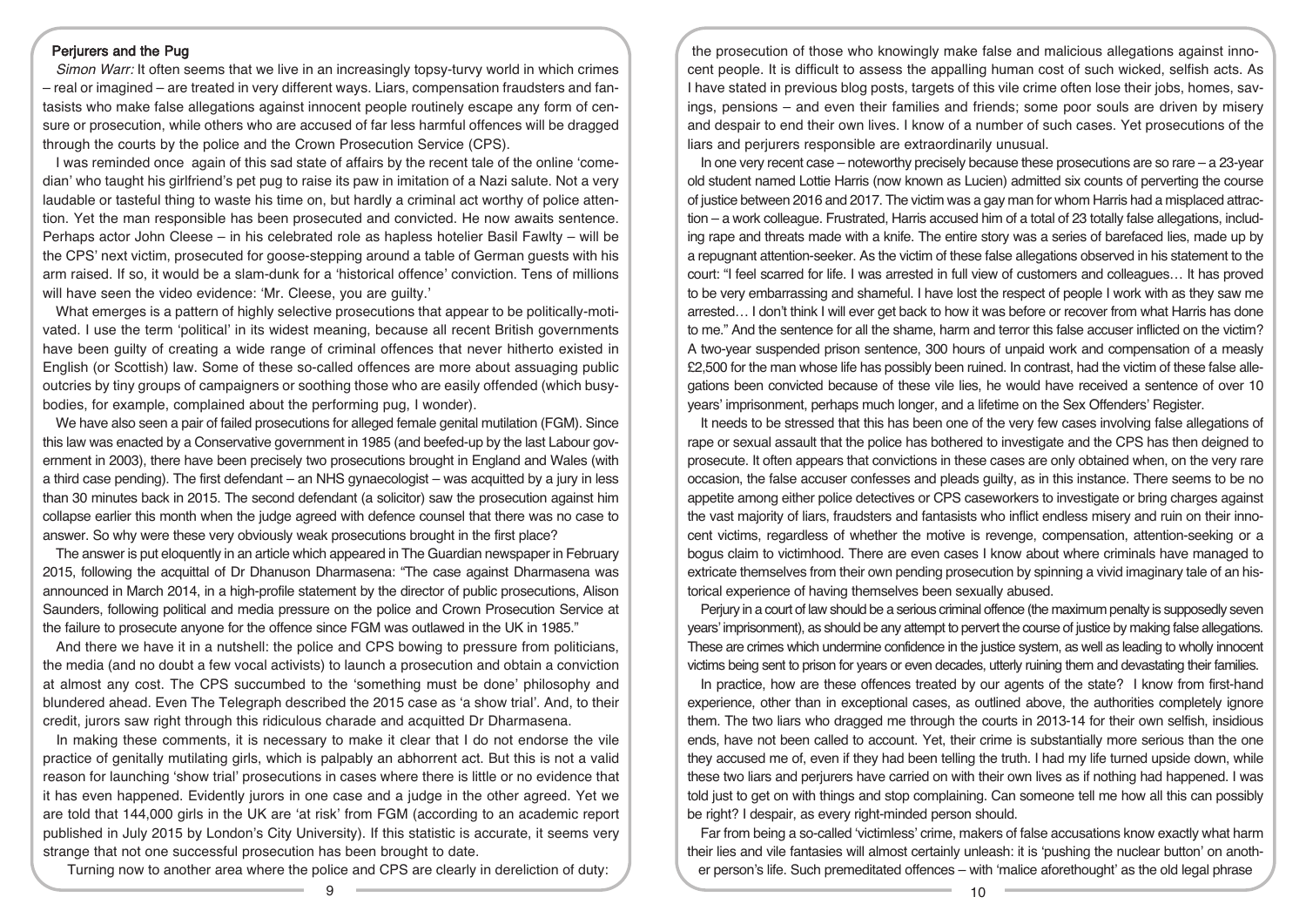## Perjurers and the Pug

*Simon Warr:* It often seems that we live in an increasingly topsy-turvy world in which crimes – real or imagined – are treated in very different ways. Liars, compensation fraudsters and fantasists who make false allegations against innocent people routinely escape any form of censure or prosecution, while others who are accused of far less harmful offences will be dragged through the courts by the police and the Crown Prosecution Service (CPS).

I was reminded once again of this sad state of affairs by the recent tale of the online 'comedian' who taught his girlfriend's pet pug to raise its paw in imitation of a Nazi salute. Not a very laudable or tasteful thing to waste his time on, but hardly a criminal act worthy of police attention. Yet the man responsible has been prosecuted and convicted. He now awaits sentence. Perhaps actor John Cleese – in his celebrated role as hapless hotelier Basil Fawlty – will be the CPS' next victim, prosecuted for goose-stepping around a table of German guests with his arm raised. If so, it would be a slam-dunk for a 'historical offence' conviction. Tens of millions will have seen the video evidence: 'Mr. Cleese, you are guilty.'

What emerges is a pattern of highly selective prosecutions that appear to be politically-motivated. I use the term 'political' in its widest meaning, because all recent British governments have been guilty of creating a wide range of criminal offences that never hitherto existed in English (or Scottish) law. Some of these so-called offences are more about assuaging public outcries by tiny groups of campaigners or soothing those who are easily offended (which busybodies, for example, complained about the performing pug, I wonder).

We have also seen a pair of failed prosecutions for alleged female genital mutilation (FGM). Since this law was enacted by a Conservative government in 1985 (and beefed-up by the last Labour government in 2003), there have been precisely two prosecutions brought in England and Wales (with a third case pending). The first defendant – an NHS gynaecologist – was acquitted by a jury in less than 30 minutes back in 2015. The second defendant (a solicitor) saw the prosecution against him collapse earlier this month when the judge agreed with defence counsel that there was no case to answer. So why were these very obviously weak prosecutions brought in the first place?

The answer is put eloquently in an article which appeared in The Guardian newspaper in February 2015, following the acquittal of Dr Dhanuson Dharmasena: "The case against Dharmasena was announced in March 2014, in a high-profile statement by the director of public prosecutions, Alison Saunders, following political and media pressure on the police and Crown Prosecution Service at the failure to prosecute anyone for the offence since FGM was outlawed in the UK in 1985."

And there we have it in a nutshell: the police and CPS bowing to pressure from politicians, the media (and no doubt a few vocal activists) to launch a prosecution and obtain a conviction at almost any cost. The CPS succumbed to the 'something must be done' philosophy and blundered ahead. Even The Telegraph described the 2015 case as 'a show trial'. And, to their credit, jurors saw right through this ridiculous charade and acquitted Dr Dharmasena.

In making these comments, it is necessary to make it clear that I do not endorse the vile practice of genitally mutilating girls, which is palpably an abhorrent act. But this is not a valid reason for launching 'show trial' prosecutions in cases where there is little or no evidence that it has even happened. Evidently jurors in one case and a judge in the other agreed. Yet we are told that 144,000 girls in the UK are 'at risk' from FGM (according to an academic report published in July 2015 by London's City University). If this statistic is accurate, it seems very strange that not one successful prosecution has been brought to date.

Turning now to another area where the police and CPS are clearly in dereliction of duty: the prosecution of those who knowingly make false and malicious allegations against innocent people. It is difficult to assess the appalling human cost of such wicked, selfish acts. As I have stated in previous blog posts, targets of this vile crime often lose their jobs, homes, savings, pensions – and even their families and friends; some poor souls are driven by misery and despair to end their own lives. I know of a number of such cases. Yet prosecutions of the liars and perjurers responsible are extraordinarily unusual.

In one very recent case – noteworthy precisely because these prosecutions are so rare – a 23-year old student named Lottie Harris (now known as Lucien) admitted six counts of perverting the course of justice between 2016 and 2017. The victim was a gay man for whom Harris had a misplaced attraction – a work colleague. Frustrated, Harris accused him of a total of 23 totally false allegations, including rape and threats made with a knife. The entire story was a series of barefaced lies, made up by a repugnant attention-seeker. As the victim of these false allegations observed in his statement to the court: "I feel scarred for life. I was arrested in full view of customers and colleagues… It has proved to be very embarrassing and shameful. I have lost the respect of people I work with as they saw me arrested… I don't think I will ever get back to how it was before or recover from what Harris has done to me." And the sentence for all the shame, harm and terror this false accuser inflicted on the victim? A two-year suspended prison sentence, 300 hours of unpaid work and compensation of a measly £2,500 for the man whose life has possibly been ruined. In contrast, had the victim of these false allegations been convicted because of these vile lies, he would have received a sentence of over 10 years' imprisonment, perhaps much longer, and a lifetime on the Sex Offenders' Register.

It needs to be stressed that this has been one of the very few cases involving false allegations of rape or sexual assault that the police has bothered to investigate and the CPS has then deigned to prosecute. It often appears that convictions in these cases are only obtained when, on the very rare occasion, the false accuser confesses and pleads guilty, as in this instance. There seems to be no appetite among either police detectives or CPS caseworkers to investigate or bring charges against the vast majority of liars, fraudsters and fantasists who inflict endless misery and ruin on their innocent victims, regardless of whether the motive is revenge, compensation, attention-seeking or a bogus claim to victimhood. There are even cases I know about where criminals have managed to extricate themselves from their own pending prosecution by spinning a vivid imaginary tale of an historical experience of having themselves been sexually abused.

Perjury in a court of law should be a serious criminal offence (the maximum penalty is supposedly seven years' imprisonment), as should be any attempt to pervert the course of justice by making false allegations. These are crimes which undermine confidence in the justice system, as well as leading to wholly innocent victims being sent to prison for years or even decades, utterly ruining them and devastating their families.

In practice, how are these offences treated by our agents of the state? I know from first-hand experience, other than in exceptional cases, as outlined above, the authorities completely ignore them. The two liars who dragged me through the courts in 2013-14 for their own selfish, insidious ends, have not been called to account. Yet, their crime is substantially more serious than the one they accused me of, even if they had been telling the truth. I had my life turned upside down, while these two liars and perjurers have carried on with their own lives as if nothing had happened. I was told just to get on with things and stop complaining. Can someone tell me how all this can possibly be right? I despair, as every right-minded person should.

Far from being a so-called 'victimless' crime, makers of false accusations know exactly what harm their lies and vile fantasies will almost certainly unleash: it is 'pushing the nuclear button' on another person's life. Such premeditated offences – with 'malice aforethought' as the old legal phrase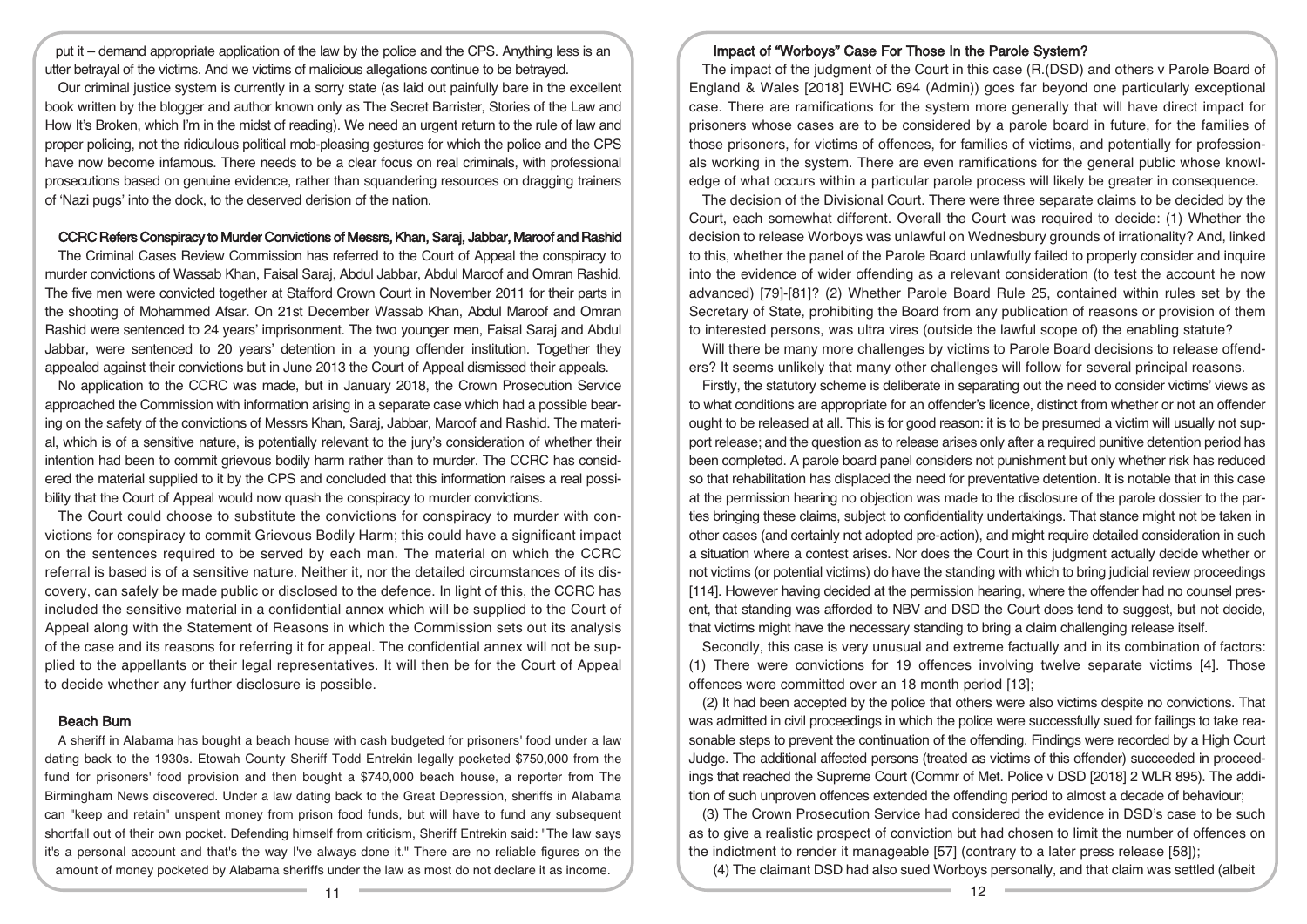put it – demand appropriate application of the law by the police and the CPS. Anything less is an utter betrayal of the victims. And we victims of malicious allegations continue to be betrayed.

Our criminal justice system is currently in a sorry state (as laid out painfully bare in the excellent book written by the blogger and author known only as The Secret Barrister, Stories of the Law and How It's Broken, which I'm in the midst of reading). We need an urgent return to the rule of law and proper policing, not the ridiculous political mob-pleasing gestures for which the police and the CPS have now become infamous. There needs to be a clear focus on real criminals, with professional prosecutions based on genuine evidence, rather than squandering resources on dragging trainers of 'Nazi pugs' into the dock, to the deserved derision of the nation.

### CCRC Refers Conspiracy to Murder Convictions of Messrs, Khan, Saraj, Jabbar, Maroof and Rashid

The Criminal Cases Review Commission has referred to the Court of Appeal the conspiracy to murder convictions of Wassab Khan, Faisal Saraj, Abdul Jabbar, Abdul Maroof and Omran Rashid. The five men were convicted together at Stafford Crown Court in November 2011 for their parts in the shooting of Mohammed Afsar. On 21st December Wassab Khan, Abdul Maroof and Omran Rashid were sentenced to 24 years' imprisonment. The two younger men, Faisal Saraj and Abdul Jabbar, were sentenced to 20 years' detention in a young offender institution. Together they appealed against their convictions but in June 2013 the Court of Appeal dismissed their appeals.

No application to the CCRC was made, but in January 2018, the Crown Prosecution Service approached the Commission with information arising in a separate case which had a possible bearing on the safety of the convictions of Messrs Khan, Saraj, Jabbar, Maroof and Rashid. The material, which is of a sensitive nature, is potentially relevant to the jury's consideration of whether their intention had been to commit grievous bodily harm rather than to murder. The CCRC has considered the material supplied to it by the CPS and concluded that this information raises a real possibility that the Court of Appeal would now quash the conspiracy to murder convictions.

The Court could choose to substitute the convictions for conspiracy to murder with convictions for conspiracy to commit Grievous Bodily Harm; this could have a significant impact on the sentences required to be served by each man. The material on which the CCRC referral is based is of a sensitive nature. Neither it, nor the detailed circumstances of its discovery, can safely be made public or disclosed to the defence. In light of this, the CCRC has included the sensitive material in a confidential annex which will be supplied to the Court of Appeal along with the Statement of Reasons in which the Commission sets out its analysis of the case and its reasons for referring it for appeal. The confidential annex will not be supplied to the appellants or their legal representatives. It will then be for the Court of Appeal to decide whether any further disclosure is possible.

### Beach Bum

A sheriff in Alabama has bought a beach house with cash budgeted for prisoners' food under a law dating back to the 1930s. Etowah County Sheriff Todd Entrekin legally pocketed $750,000 from the fund for prisoners' food provision and then bought a $740,000 beach house, a reporter from The Birmingham News discovered. Under a law dating back to the Great Depression, sheriffs in Alabama can "keep and retain" unspent money from prison food funds, but will have to fund any subsequent shortfall out of their own pocket. Defending himself from criticism, Sheriff Entrekin said: "The law says it's a personal account and that's the way I've always done it." There are no reliable figures on the amount of money pocketed by Alabama sheriffs under the law as most do not declare it as income.

### Impact of "Worboys" Case For Those In the Parole System?

The impact of the judgment of the Court in this case (R.(DSD) and others v Parole Board of England & Wales [2018] EWHC 694 (Admin)) goes far beyond one particularly exceptional case. There are ramifications for the system more generally that will have direct impact for prisoners whose cases are to be considered by a parole board in future, for the families of those prisoners, for victims of offences, for families of victims, and potentially for professionals working in the system. There are even ramifications for the general public whose knowledge of what occurs within a particular parole process will likely be greater in consequence.

The decision of the Divisional Court. There were three separate claims to be decided by the Court, each somewhat different. Overall the Court was required to decide: (1) Whether the decision to release Worboys was unlawful on Wednesbury grounds of irrationality? And, linked to this, whether the panel of the Parole Board unlawfully failed to properly consider and inquire into the evidence of wider offending as a relevant consideration (to test the account he now advanced) [79]-[81]? (2) Whether Parole Board Rule 25, contained within rules set by the Secretary of State, prohibiting the Board from any publication of reasons or provision of them to interested persons, was ultra vires (outside the lawful scope of) the enabling statute?

Will there be many more challenges by victims to Parole Board decisions to release offenders? It seems unlikely that many other challenges will follow for several principal reasons.

Firstly, the statutory scheme is deliberate in separating out the need to consider victims' views as to what conditions are appropriate for an offender's licence, distinct from whether or not an offender ought to be released at all. This is for good reason: it is to be presumed a victim will usually not support release; and the question as to release arises only after a required punitive detention period has been completed. A parole board panel considers not punishment but only whether risk has reduced so that rehabilitation has displaced the need for preventative detention. It is notable that in this case at the permission hearing no objection was made to the disclosure of the parole dossier to the parties bringing these claims, subject to confidentiality undertakings. That stance might not be taken in other cases (and certainly not adopted pre-action), and might require detailed consideration in such a situation where a contest arises. Nor does the Court in this judgment actually decide whether or not victims (or potential victims) do have the standing with which to bring judicial review proceedings [114]. However having decided at the permission hearing, where the offender had no counsel present, that standing was afforded to NBV and DSD the Court does tend to suggest, but not decide, that victims might have the necessary standing to bring a claim challenging release itself.

Secondly, this case is very unusual and extreme factually and in its combination of factors: (1) There were convictions for 19 offences involving twelve separate victims [4]. Those offences were committed over an 18 month period [13];

(2) It had been accepted by the police that others were also victims despite no convictions. That was admitted in civil proceedings in which the police were successfully sued for failings to take reasonable steps to prevent the continuation of the offending. Findings were recorded by a High Court Judge. The additional affected persons (treated as victims of this offender) succeeded in proceedings that reached the Supreme Court (Commr of Met. Police v DSD [2018] 2 WLR 895). The addition of such unproven offences extended the offending period to almost a decade of behaviour;

(3) The Crown Prosecution Service had considered the evidence in DSD's case to be such as to give a realistic prospect of conviction but had chosen to limit the number of offences on the indictment to render it manageable [57] (contrary to a later press release [58]);

(4) The claimant DSD had also sued Worboys personally, and that claim was settled (albeit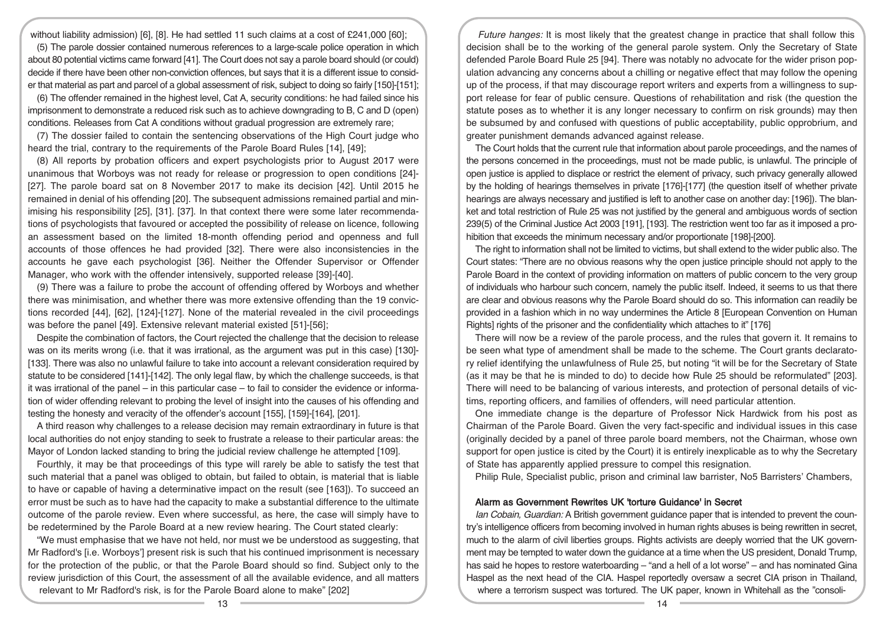without liability admission) [6], [8]. He had settled 11 such claims at a cost of £241,000 [60];

(5) The parole dossier contained numerous references to a large-scale police operation in which about 80 potential victims came forward [41]. The Court does not say a parole board should (or could) decide if there have been other non-conviction offences, but says that it is a different issue to consider that material as part and parcel of a global assessment of risk, subject to doing so fairly [150]-[151];

(6) The offender remained in the highest level, Cat A, security conditions: he had failed since his imprisonment to demonstrate a reduced risk such as to achieve downgrading to B, C and D (open) conditions. Releases from Cat A conditions without gradual progression are extremely rare;

(7) The dossier failed to contain the sentencing observations of the High Court judge who heard the trial, contrary to the requirements of the Parole Board Rules [14], [49];

(8) All reports by probation officers and expert psychologists prior to August 2017 were unanimous that Worboys was not ready for release or progression to open conditions [24]-[27]. The parole board sat on 8 November 2017 to make its decision [42]. Until 2015 he remained in denial of his offending [20]. The subsequent admissions remained partial and minimising his responsibility [25], [31]. [37]. In that context there were some later recommendations of psychologists that favoured or accepted the possibility of release on licence, following an assessment based on the limited 18-month offending period and openness and full accounts of those offences he had provided [32]. There were also inconsistencies in the accounts he gave each psychologist [36]. Neither the Offender Supervisor or Offender Manager, who work with the offender intensively, supported release [39]-[40].

(9) There was a failure to probe the account of offending offered by Worboys and whether there was minimisation, and whether there was more extensive offending than the 19 convictions recorded [44], [62], [124]-[127]. None of the material revealed in the civil proceedings was before the panel [49]. Extensive relevant material existed [51]-[56];

Despite the combination of factors, the Court rejected the challenge that the decision to release was on its merits wrong (i.e. that it was irrational, as the argument was put in this case) [130]-[133]. There was also no unlawful failure to take into account a relevant consideration required by statute to be considered [141]-[142]. The only legal flaw, by which the challenge succeeds, is that it was irrational of the panel – in this particular case – to fail to consider the evidence or information of wider offending relevant to probing the level of insight into the causes of his offending and testing the honesty and veracity of the offender's account [155], [159]-[164], [201].

A third reason why challenges to a release decision may remain extraordinary in future is that local authorities do not enjoy standing to seek to frustrate a release to their particular areas: the Mayor of London lacked standing to bring the judicial review challenge he attempted [109].

Fourthly, it may be that proceedings of this type will rarely be able to satisfy the test that such material that a panel was obliged to obtain, but failed to obtain, is material that is liable to have or capable of having a determinative impact on the result (see [163]). To succeed an error must be such as to have had the capacity to make a substantial difference to the ultimate outcome of the parole review. Even where successful, as here, the case will simply have to be redetermined by the Parole Board at a new review hearing. The Court stated clearly:

"We must emphasise that we have not held, nor must we be understood as suggesting, that Mr Radford's [i.e. Worboys'] present risk is such that his continued imprisonment is necessary for the protection of the public, or that the Parole Board should so find. Subject only to the review jurisdiction of this Court, the assessment of all the available evidence, and all matters relevant to Mr Radford's risk, is for the Parole Board alone to make" [202]

*Future hanges:* It is most likely that the greatest change in practice that shall follow this decision shall be to the working of the general parole system. Only the Secretary of State defended Parole Board Rule 25 [94]. There was notably no advocate for the wider prison population advancing any concerns about a chilling or negative effect that may follow the opening up of the process, if that may discourage report writers and experts from a willingness to support release for fear of public censure. Questions of rehabilitation and risk (the question the statute poses as to whether it is any longer necessary to confirm on risk grounds) may then be subsumed by and confused with questions of public acceptability, public opprobrium, and greater punishment demands advanced against release.

The Court holds that the current rule that information about parole proceedings, and the names of the persons concerned in the proceedings, must not be made public, is unlawful. The principle of open justice is applied to displace or restrict the element of privacy, such privacy generally allowed by the holding of hearings themselves in private [176]-[177] (the question itself of whether private hearings are always necessary and justified is left to another case on another day: [196]). The blanket and total restriction of Rule 25 was not justified by the general and ambiguous words of section 239(5) of the Criminal Justice Act 2003 [191], [193]. The restriction went too far as it imposed a prohibition that exceeds the minimum necessary and/or proportionate [198]-[200].

The right to information shall not be limited to victims, but shall extend to the wider public also. The Court states: "There are no obvious reasons why the open justice principle should not apply to the Parole Board in the context of providing information on matters of public concern to the very group of individuals who harbour such concern, namely the public itself. Indeed, it seems to us that there are clear and obvious reasons why the Parole Board should do so. This information can readily be provided in a fashion which in no way undermines the Article 8 [European Convention on Human Rights] rights of the prisoner and the confidentiality which attaches to it" [176]

There will now be a review of the parole process, and the rules that govern it. It remains to be seen what type of amendment shall be made to the scheme. The Court grants declaratory relief identifying the unlawfulness of Rule 25, but noting "it will be for the Secretary of State (as it may be that he is minded to do) to decide how Rule 25 should be reformulated" [203]. There will need to be balancing of various interests, and protection of personal details of victims, reporting officers, and families of offenders, will need particular attention.

One immediate change is the departure of Professor Nick Hardwick from his post as Chairman of the Parole Board. Given the very fact-specific and individual issues in this case (originally decided by a panel of three parole board members, not the Chairman, whose own support for open justice is cited by the Court) it is entirely inexplicable as to why the Secretary of State has apparently applied pressure to compel this resignation.

Philip Rule, Specialist public, prison and criminal law barrister, No5 Barristers' Chambers,

## Alarm as Government Rewrites UK 'torture Guidance' in Secret

*Ian Cobain, Guardian:* A British government guidance paper that is intended to prevent the country's intelligence officers from becoming involved in human rights abuses is being rewritten in secret, much to the alarm of civil liberties groups. Rights activists are deeply worried that the UK government may be tempted to water down the guidance at a time when the US president, Donald Trump, has said he hopes to restore waterboarding – "and a hell of a lot worse" – and has nominated Gina Haspel as the next head of the CIA. Haspel reportedly oversaw a secret CIA prison in Thailand, where a terrorism suspect was tortured. The UK paper, known in Whitehall as the "consoli-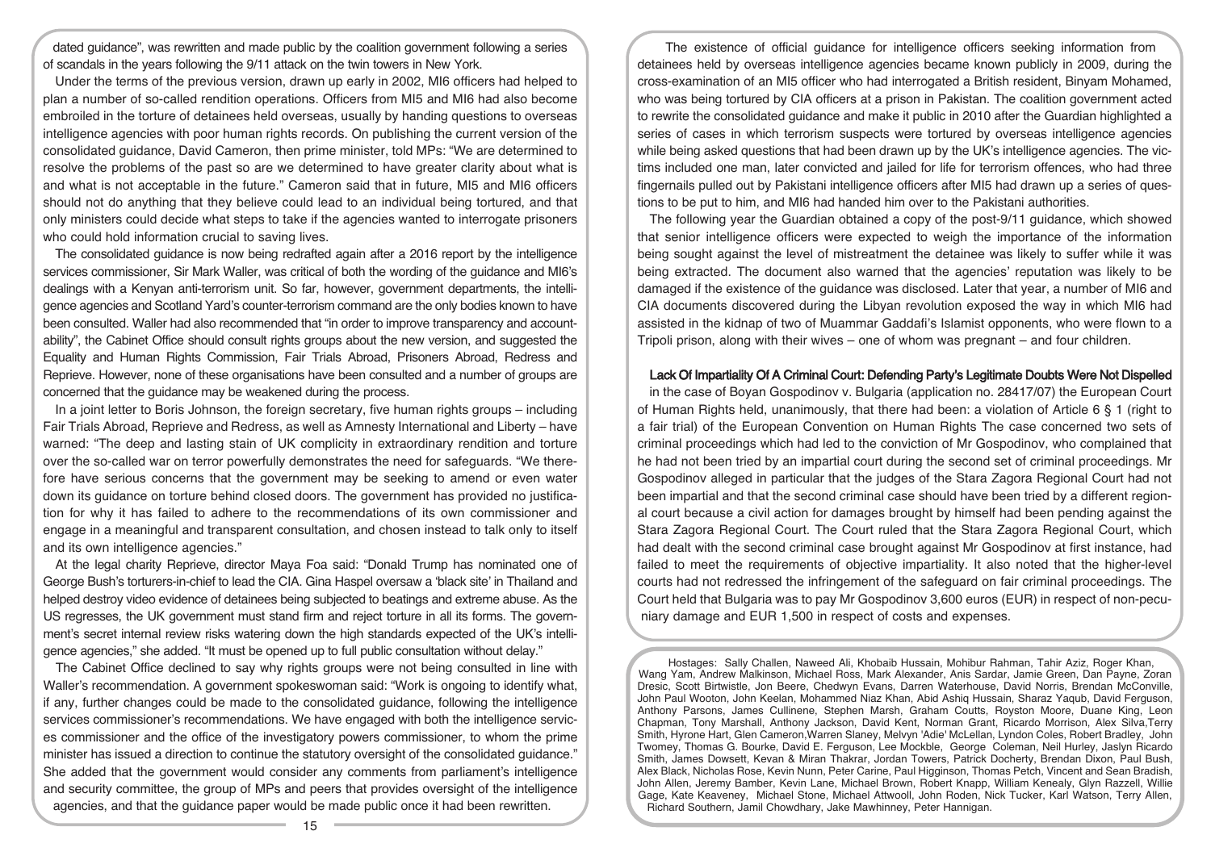dated guidance", was rewritten and made public by the coalition government following a series of scandals in the years following the 9/11 attack on the twin towers in New York.

Under the terms of the previous version, drawn up early in 2002, MI6 officers had helped to plan a number of so-called rendition operations. Officers from MI5 and MI6 had also become embroiled in the torture of detainees held overseas, usually by handing questions to overseas intelligence agencies with poor human rights records. On publishing the current version of the consolidated guidance, David Cameron, then prime minister, told MPs: "We are determined to resolve the problems of the past so are we determined to have greater clarity about what is and what is not acceptable in the future." Cameron said that in future, MI5 and MI6 officers should not do anything that they believe could lead to an individual being tortured, and that only ministers could decide what steps to take if the agencies wanted to interrogate prisoners who could hold information crucial to saving lives.

The consolidated guidance is now being redrafted again after a 2016 report by the intelligence services commissioner, Sir Mark Waller, was critical of both the wording of the guidance and MI6's dealings with a Kenyan anti-terrorism unit. So far, however, government departments, the intelligence agencies and Scotland Yard's counter-terrorism command are the only bodies known to have been consulted. Waller had also recommended that "in order to improve transparency and accountability", the Cabinet Office should consult rights groups about the new version, and suggested the Equality and Human Rights Commission, Fair Trials Abroad, Prisoners Abroad, Redress and Reprieve. However, none of these organisations have been consulted and a number of groups are concerned that the guidance may be weakened during the process.

In a joint letter to Boris Johnson, the foreign secretary, five human rights groups – including Fair Trials Abroad, Reprieve and Redress, as well as Amnesty International and Liberty – have warned: "The deep and lasting stain of UK complicity in extraordinary rendition and torture over the so-called war on terror powerfully demonstrates the need for safeguards. "We therefore have serious concerns that the government may be seeking to amend or even water down its guidance on torture behind closed doors. The government has provided no justification for why it has failed to adhere to the recommendations of its own commissioner and engage in a meaningful and transparent consultation, and chosen instead to talk only to itself and its own intelligence agencies."

At the legal charity Reprieve, director Maya Foa said: "Donald Trump has nominated one of George Bush's torturers-in-chief to lead the CIA. Gina Haspel oversaw a 'black site' in Thailand and helped destroy video evidence of detainees being subjected to beatings and extreme abuse. As the US regresses, the UK government must stand firm and reject torture in all its forms. The government's secret internal review risks watering down the high standards expected of the UK's intelligence agencies," she added. "It must be opened up to full public consultation without delay."

The Cabinet Office declined to say why rights groups were not being consulted in line with Waller's recommendation. A government spokeswoman said: "Work is ongoing to identify what, if any, further changes could be made to the consolidated guidance, following the intelligence services commissioner's recommendations. We have engaged with both the intelligence services commissioner and the office of the investigatory powers commissioner, to whom the prime minister has issued a direction to continue the statutory oversight of the consolidated guidance." She added that the government would consider any comments from parliament's intelligence and security committee, the group of MPs and peers that provides oversight of the intelligence agencies, and that the guidance paper would be made public once it had been rewritten.

The existence of official guidance for intelligence officers seeking information from detainees held by overseas intelligence agencies became known publicly in 2009, during the cross-examination of an MI5 officer who had interrogated a British resident, Binyam Mohamed, who was being tortured by CIA officers at a prison in Pakistan. The coalition government acted to rewrite the consolidated guidance and make it public in 2010 after the Guardian highlighted a series of cases in which terrorism suspects were tortured by overseas intelligence agencies while being asked questions that had been drawn up by the UK's intelligence agencies. The victims included one man, later convicted and jailed for life for terrorism offences, who had three fingernails pulled out by Pakistani intelligence officers after MI5 had drawn up a series of questions to be put to him, and MI6 had handed him over to the Pakistani authorities.

The following year the Guardian obtained a copy of the post-9/11 guidance, which showed that senior intelligence officers were expected to weigh the importance of the information being sought against the level of mistreatment the detainee was likely to suffer while it was being extracted. The document also warned that the agencies' reputation was likely to be damaged if the existence of the guidance was disclosed. Later that year, a number of MI6 and CIA documents discovered during the Libyan revolution exposed the way in which MI6 had assisted in the kidnap of two of Muammar Gaddafi's Islamist opponents, who were flown to a Tripoli prison, along with their wives – one of whom was pregnant – and four children.

## Lack Of Impartiality Of A Criminal Court: Defending Party's Legitimate Doubts Were Not Dispelled

in the case of Boyan Gospodinov v. Bulgaria (application no. 28417/07) the European Court of Human Rights held, unanimously, that there had been: a violation of Article 6 § 1 (right to a fair trial) of the European Convention on Human Rights The case concerned two sets of criminal proceedings which had led to the conviction of Mr Gospodinov, who complained that he had not been tried by an impartial court during the second set of criminal proceedings. Mr Gospodinov alleged in particular that the judges of the Stara Zagora Regional Court had not been impartial and that the second criminal case should have been tried by a different regional court because a civil action for damages brought by himself had been pending against the Stara Zagora Regional Court. The Court ruled that the Stara Zagora Regional Court, which had dealt with the second criminal case brought against Mr Gospodinov at first instance, had failed to meet the requirements of objective impartiality. It also noted that the higher-level courts had not redressed the infringement of the safeguard on fair criminal proceedings. The Court held that Bulgaria was to pay Mr Gospodinov 3,600 euros (EUR) in respect of non-pecuniary damage and EUR 1,500 in respect of costs and expenses.

Hostages: Sally Challen, Naweed Ali, Khobaib Hussain, Mohibur Rahman, Tahir Aziz, Roger Khan, Wang Yam, Andrew Malkinson, Michael Ross, Mark Alexander, Anis Sardar, Jamie Green, Dan Payne, Zoran Dresic, Scott Birtwistle, Jon Beere, Chedwyn Evans, Darren Waterhouse, David Norris, Brendan McConville, John Paul Wooton, John Keelan, Mohammed Niaz Khan, Abid Ashiq Hussain, Sharaz Yaqub, David Ferguson, Anthony Parsons, James Cullinene, Stephen Marsh, Graham Coutts, Royston Moore, Duane King, Leon Chapman, Tony Marshall, Anthony Jackson, David Kent, Norman Grant, Ricardo Morrison, Alex Silva,Terry Smith, Hyrone Hart, Glen Cameron,Warren Slaney, Melvyn 'Adie' McLellan, Lyndon Coles, Robert Bradley, John Twomey, Thomas G. Bourke, David E. Ferguson, Lee Mockble, George Coleman, Neil Hurley, Jaslyn Ricardo Smith, James Dowsett, Kevan & Miran Thakrar, Jordan Towers, Patrick Docherty, Brendan Dixon, Paul Bush, Alex Black, Nicholas Rose, Kevin Nunn, Peter Carine, Paul Higginson, Thomas Petch, Vincent and Sean Bradish, John Allen, Jeremy Bamber, Kevan Lane, Michael Brown, Robert Knapp, William Kenealy, Glyn Razzell, Willie Gage, Kate Keaveney, Michael Stone, Michael Attwooll, John Roden, Nick Tucker, Karl Watson, Terry Allen, Richard Southern, Jamil Chowdhary, Jake Mawhinney, Peter Hannigan.